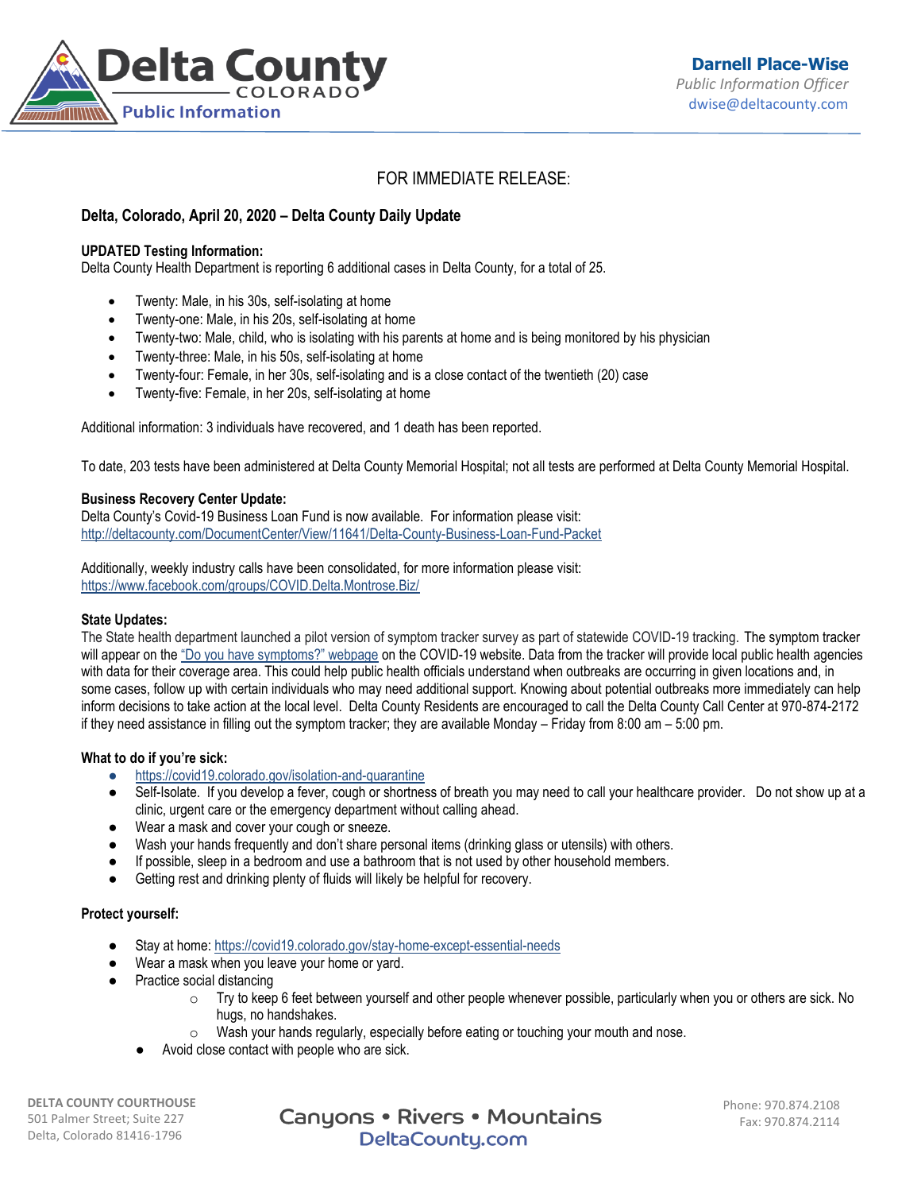Delta County COLORADO Public Information

**Darnell Place-Wise**
*Public Information Officer*
dwise@deltacounty.com

FOR IMMEDIATE RELEASE:

**Delta, Colorado, April 20, 2020 – Delta County Daily Update**

**UPDATED Testing Information:**
Delta County Health Department is reporting 6 additional cases in Delta County, for a total of 25.

- Twenty: Male, in his 30s, self-isolating at home
- Twenty-one: Male, in his 20s, self-isolating at home
- Twenty-two: Male, child, who is isolating with his parents at home and is being monitored by his physician
- Twenty-three: Male, in his 50s, self-isolating at home
- Twenty-four: Female, in her 30s, self-isolating and is a close contact of the twentieth (20) case
- Twenty-five: Female, in her 20s, self-isolating at home

Additional information: 3 individuals have recovered, and 1 death has been reported.

To date, 203 tests have been administered at Delta County Memorial Hospital; not all tests are performed at Delta County Memorial Hospital.

**Business Recovery Center Update:**
Delta County's Covid-19 Business Loan Fund is now available. For information please visit: http://deltacounty.com/DocumentCenter/View/11641/Delta-County-Business-Loan-Fund-Packet

Additionally, weekly industry calls have been consolidated, for more information please visit: https://www.facebook.com/groups/COVID.Delta.Montrose.Biz/

**State Updates:**
The State health department launched a pilot version of symptom tracker survey as part of statewide COVID-19 tracking. The symptom tracker will appear on the "Do you have symptoms?" webpage on the COVID-19 website. Data from the tracker will provide local public health agencies with data for their coverage area. This could help public health officials understand when outbreaks are occurring in given locations and, in some cases, follow up with certain individuals who may need additional support. Knowing about potential outbreaks more immediately can help inform decisions to take action at the local level. Delta County Residents are encouraged to call the Delta County Call Center at 970-874-2172 if they need assistance in filling out the symptom tracker; they are available Monday – Friday from 8:00 am – 5:00 pm.

**What to do if you're sick:**

- https://covid19.colorado.gov/isolation-and-quarantine
- Self-Isolate. If you develop a fever, cough or shortness of breath you may need to call your healthcare provider. Do not show up at a clinic, urgent care or the emergency department without calling ahead.
- Wear a mask and cover your cough or sneeze.
- Wash your hands frequently and don't share personal items (drinking glass or utensils) with others.
- If possible, sleep in a bedroom and use a bathroom that is not used by other household members.
- Getting rest and drinking plenty of fluids will likely be helpful for recovery.

**Protect yourself:**

- Stay at home: https://covid19.colorado.gov/stay-home-except-essential-needs
- Wear a mask when you leave your home or yard.
- Practice social distancing
  - Try to keep 6 feet between yourself and other people whenever possible, particularly when you or others are sick. No hugs, no handshakes.
  - Wash your hands regularly, especially before eating or touching your mouth and nose.
- Avoid close contact with people who are sick.

**DELTA COUNTY COURTHOUSE**
501 Palmer Street; Suite 227
Delta, Colorado 81416-1796

Canyons • Rivers • Mountains
DeltaCounty.com

Phone: 970.874.2108
Fax: 970.874.2114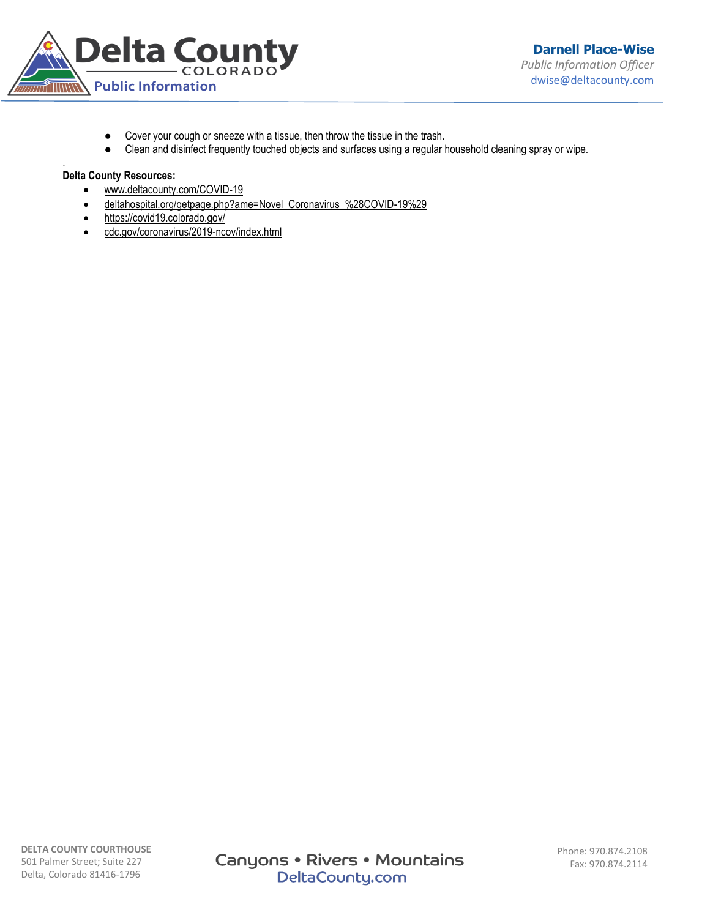- Cover your cough or sneeze with a tissue, then throw the tissue in the trash.
- Clean and disinfect frequently touched objects and surfaces using a regular household cleaning spray or wipe.

.

**Delta County Resources:**

- www.deltacounty.com/COVID-19
- deltahospital.org/getpage.php?ame=Novel_Coronavirus_%28COVID-19%29
- https://covid19.colorado.gov/
- cdc.gov/coronavirus/2019-ncov/index.html